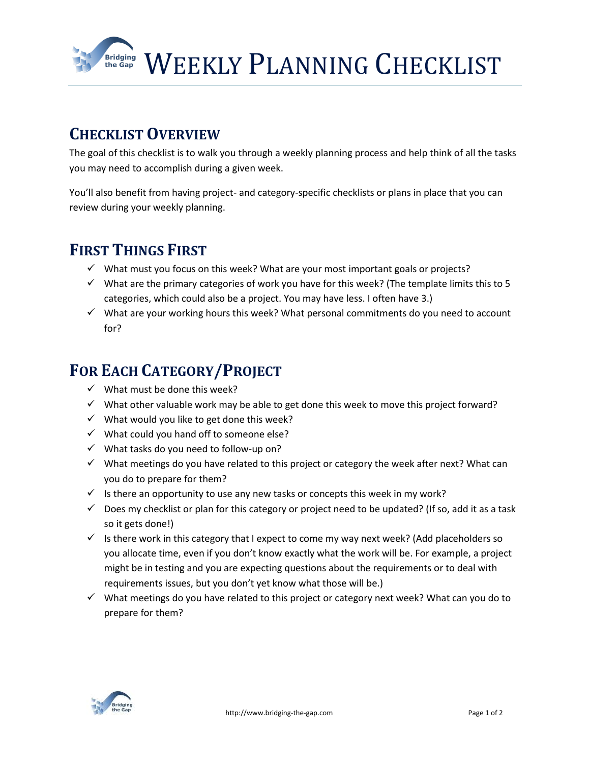# Weekly Planning Checklist

## Checklist Overview

The goal of this checklist is to walk you through a weekly planning process and help think of all the tasks you may need to accomplish during a given week.

You'll also benefit from having project- and category-specific checklists or plans in place that you can review during your weekly planning.

## First Things First

- ✓ What must you focus on this week? What are your most important goals or projects?
- ✓ What are the primary categories of work you have for this week? (The template limits this to 5 categories, which could also be a project. You may have less. I often have 3.)
- ✓ What are your working hours this week? What personal commitments do you need to account for?

## For Each Category/Project

- ✓ What must be done this week?
- ✓ What other valuable work may be able to get done this week to move this project forward?
- ✓ What would you like to get done this week?
- ✓ What could you hand off to someone else?
- ✓ What tasks do you need to follow-up on?
- ✓ What meetings do you have related to this project or category the week after next? What can you do to prepare for them?
- ✓ Is there an opportunity to use any new tasks or concepts this week in my work?
- ✓ Does my checklist or plan for this category or project need to be updated? (If so, add it as a task so it gets done!)
- ✓ Is there work in this category that I expect to come my way next week? (Add placeholders so you allocate time, even if you don't know exactly what the work will be. For example, a project might be in testing and you are expecting questions about the requirements or to deal with requirements issues, but you don't yet know what those will be.)
- ✓ What meetings do you have related to this project or category next week? What can you do to prepare for them?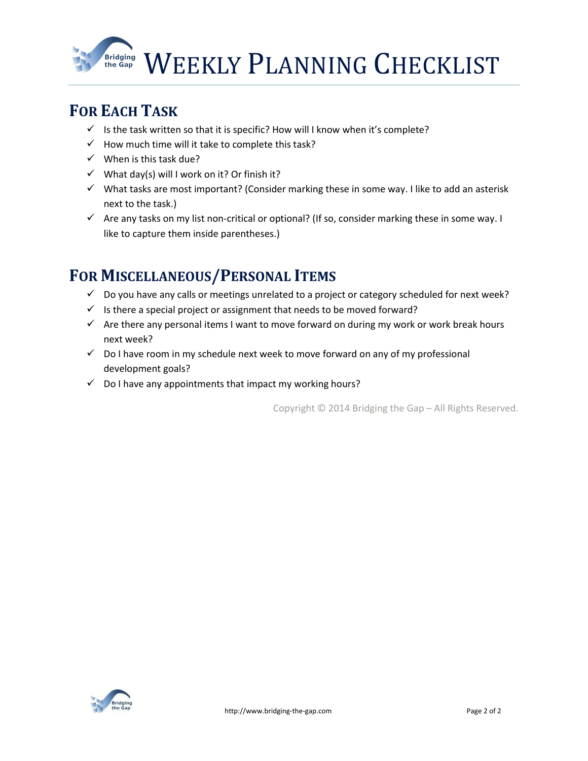# WEEKLY PLANNING CHECKLIST

## FOR EACH TASK

- ✓ Is the task written so that it is specific? How will I know when it's complete?
- ✓ How much time will it take to complete this task?
- ✓ When is this task due?
- ✓ What day(s) will I work on it? Or finish it?
- ✓ What tasks are most important? (Consider marking these in some way. I like to add an asterisk next to the task.)
- ✓ Are any tasks on my list non-critical or optional? (If so, consider marking these in some way. I like to capture them inside parentheses.)

## FOR MISCELLANEOUS/PERSONAL ITEMS

- ✓ Do you have any calls or meetings unrelated to a project or category scheduled for next week?
- ✓ Is there a special project or assignment that needs to be moved forward?
- ✓ Are there any personal items I want to move forward on during my work or work break hours next week?
- ✓ Do I have room in my schedule next week to move forward on any of my professional development goals?
- ✓ Do I have any appointments that impact my working hours?

Copyright © 2014 Bridging the Gap – All Rights Reserved.